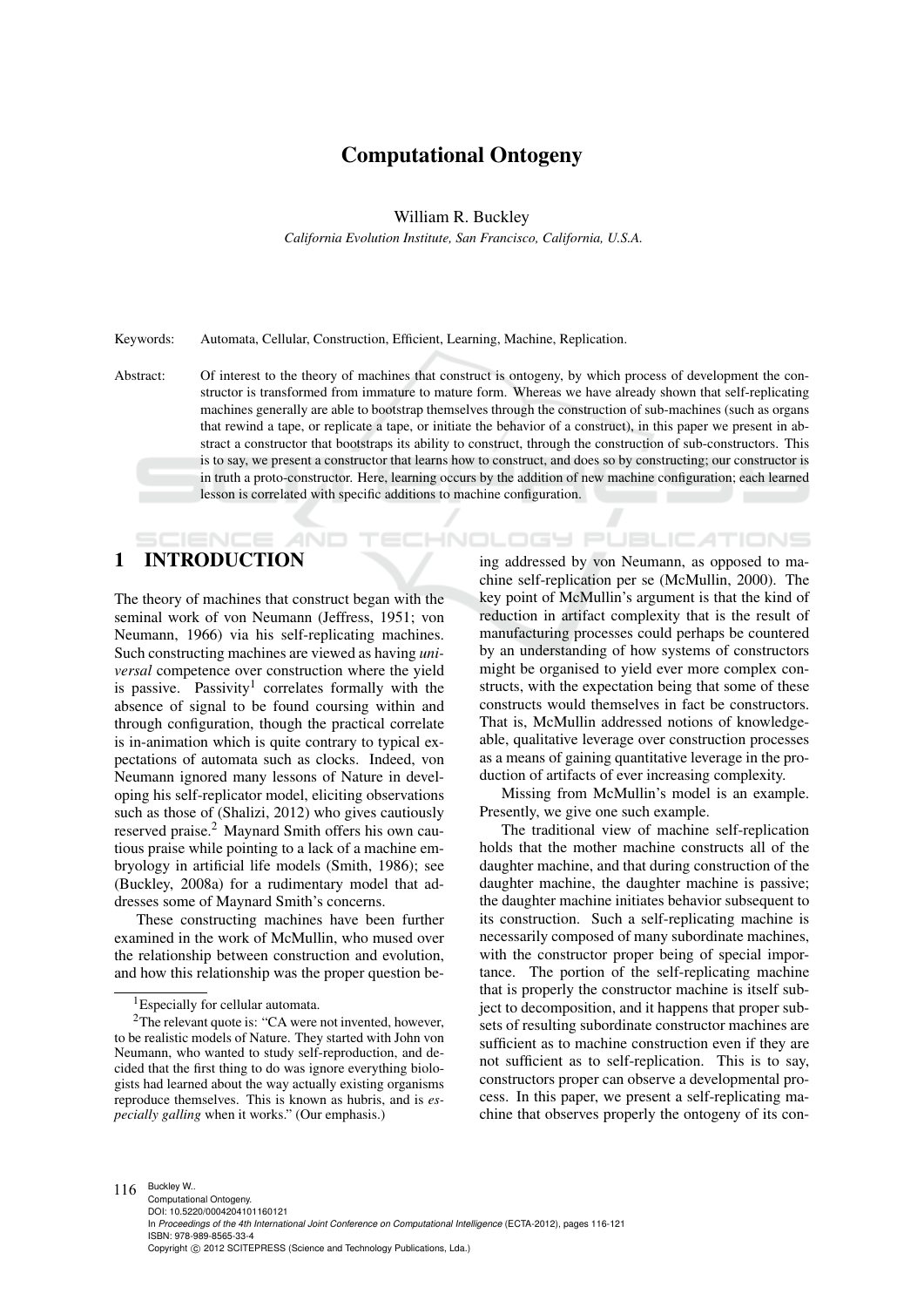# Computational Ontogeny

William R. Buckley

*California Evolution Institute, San Francisco, California, U.S.A.*

Keywords: Automata, Cellular, Construction, Efficient, Learning, Machine, Replication.

Abstract: Of interest to the theory of machines that construct is ontogeny, by which process of development the constructor is transformed from immature to mature form. Whereas we have already shown that self-replicating machines generally are able to bootstrap themselves through the construction of sub-machines (such as organs that rewind a tape, or replicate a tape, or initiate the behavior of a construct), in this paper we present in abstract a constructor that bootstraps its ability to construct, through the construction of sub-constructors. This is to say, we present a constructor that learns how to construct, and does so by constructing; our constructor is in truth a proto-constructor. Here, learning occurs by the addition of new machine configuration; each learned lesson is correlated with specific additions to machine configuration.

## 1 INTRODUCTION

The theory of machines that construct began with the seminal work of von Neumann (Jeffress, 1951; von Neumann, 1966) via his self-replicating machines. Such constructing machines are viewed as having *universal* competence over construction where the yield is passive. Passivity[1] correlates formally with the absence of signal to be found coursing within and through configuration, though the practical correlate is in-animation which is quite contrary to typical expectations of automata such as clocks. Indeed, von Neumann ignored many lessons of Nature in developing his self-replicator model, eliciting observations such as those of (Shalizi, 2012) who gives cautiously reserved praise.[2] Maynard Smith offers his own cautious praise while pointing to a lack of a machine embryology in artificial life models (Smith, 1986); see (Buckley, 2008a) for a rudimentary model that addresses some of Maynard Smith's concerns.

These constructing machines have been further examined in the work of McMullin, who mused over the relationship between construction and evolution, and how this relationship was the proper question being addressed by von Neumann, as opposed to machine self-replication per se (McMullin, 2000). The key point of McMullin's argument is that the kind of reduction in artifact complexity that is the result of manufacturing processes could perhaps be countered by an understanding of how systems of constructors might be organised to yield ever more complex constructs, with the expectation being that some of these constructs would themselves in fact be constructors. That is, McMullin addressed notions of knowledgeable, qualitative leverage over construction processes as a means of gaining quantitative leverage in the production of artifacts of ever increasing complexity.

Missing from McMullin's model is an example. Presently, we give one such example.

The traditional view of machine self-replication holds that the mother machine constructs all of the daughter machine, and that during construction of the daughter machine, the daughter machine is passive; the daughter machine initiates behavior subsequent to its construction. Such a self-replicating machine is necessarily composed of many subordinate machines, with the constructor proper being of special importance. The portion of the self-replicating machine that is properly the constructor machine is itself subject to decomposition, and it happens that proper subsets of resulting subordinate constructor machines are sufficient as to machine construction even if they are not sufficient as to self-replication. This is to say, constructors proper can observe a developmental process. In this paper, we present a self-replicating machine that observes properly the ontogeny of its con-

[1] Especially for cellular automata.

[2] The relevant quote is: "CA were not invented, however, to be realistic models of Nature. They started with John von Neumann, who wanted to study self-reproduction, and decided that the first thing to do was ignore everything biologists had learned about the way actually existing organisms reproduce themselves. This is known as hubris, and is *especially galling* when it works." (Our emphasis.)

Buckley W..
Computational Ontogeny.
DOI: 10.5220/0004204101160121
In *Proceedings of the 4th International Joint Conference on Computational Intelligence* (ECTA-2012), pages 116-121
ISBN: 978-989-8565-33-4
Copyright © 2012 SCITEPRESS (Science and Technology Publications, Lda.)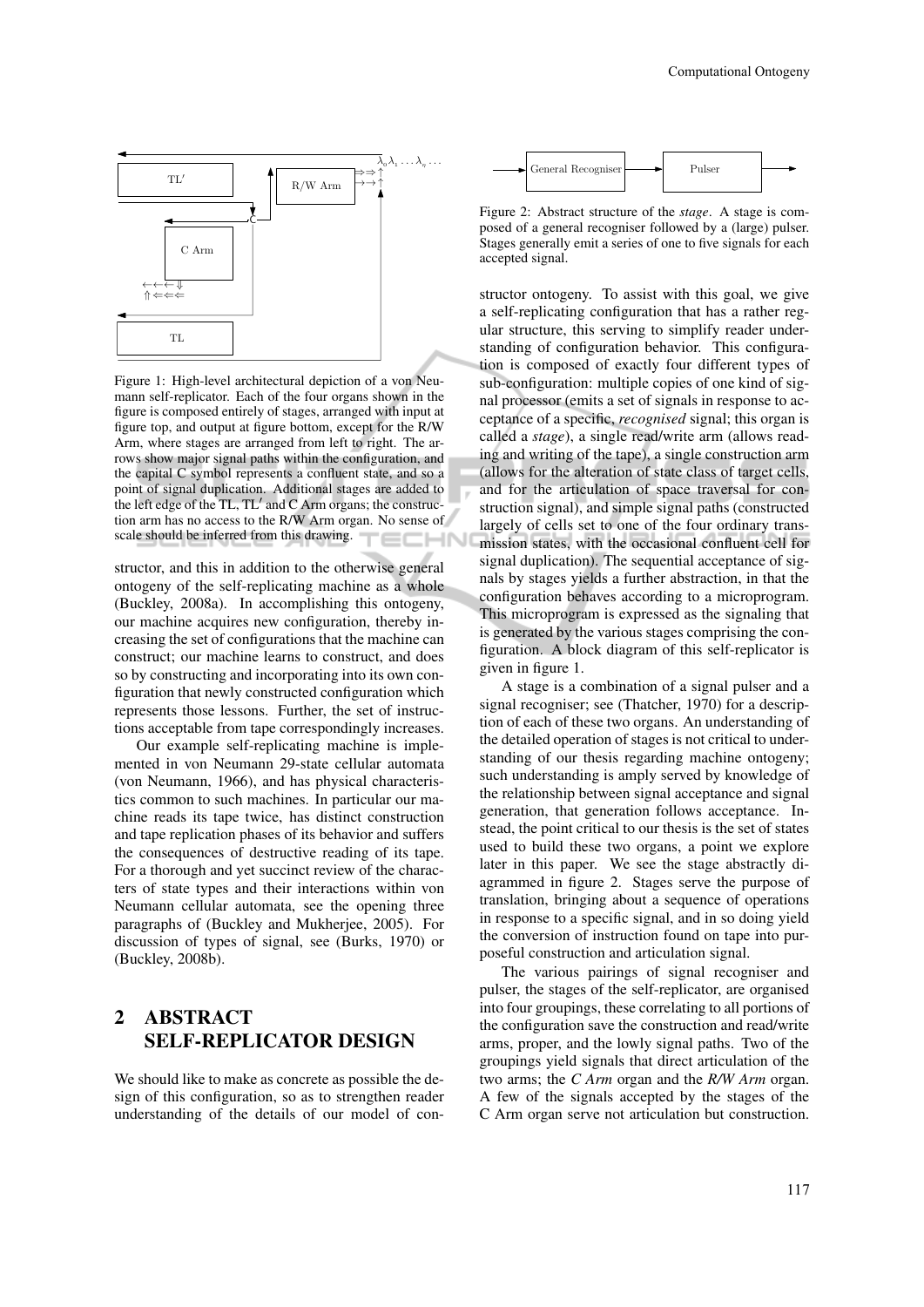Figure 1: High-level architectural depiction of a von Neumann self-replicator. Each of the four organs shown in the figure is composed entirely of stages, arranged with input at figure top, and output at figure bottom, except for the R/W Arm, where stages are arranged from left to right. The arrows show major signal paths within the configuration, and the capital C symbol represents a confluent state, and so a point of signal duplication. Additional stages are added to the left edge of the TL, TL′ and C Arm organs; the construction arm has no access to the R/W Arm organ. No sense of scale should be inferred from this drawing.

structor, and this in addition to the otherwise general ontogeny of the self-replicating machine as a whole (Buckley, 2008a). In accomplishing this ontogeny, our machine acquires new configuration, thereby increasing the set of configurations that the machine can construct; our machine learns to construct, and does so by constructing and incorporating into its own configuration that newly constructed configuration which represents those lessons. Further, the set of instructions acceptable from tape correspondingly increases.

Our example self-replicating machine is implemented in von Neumann 29-state cellular automata (von Neumann, 1966), and has physical characteristics common to such machines. In particular our machine reads its tape twice, has distinct construction and tape replication phases of its behavior and suffers the consequences of destructive reading of its tape. For a thorough and yet succinct review of the characters of state types and their interactions within von Neumann cellular automata, see the opening three paragraphs of (Buckley and Mukherjee, 2005). For discussion of types of signal, see (Burks, 1970) or (Buckley, 2008b).

## 2 ABSTRACT SELF-REPLICATOR DESIGN

We should like to make as concrete as possible the design of this configuration, so as to strengthen reader understanding of the details of our model of constructor ontogeny. To assist with this goal, we give a self-replicating configuration that has a rather regular structure, this serving to simplify reader understanding of configuration behavior. This configuration is composed of exactly four different types of sub-configuration: multiple copies of one kind of signal processor (emits a set of signals in response to acceptance of a specific, *recognised* signal; this organ is called a *stage*), a single read/write arm (allows reading and writing of the tape), a single construction arm (allows for the alteration of state class of target cells, and for the articulation of space traversal for construction signal), and simple signal paths (constructed largely of cells set to one of the four ordinary transmission states, with the occasional confluent cell for signal duplication). The sequential acceptance of signals by stages yields a further abstraction, in that the configuration behaves according to a microprogram. This microprogram is expressed as the signaling that is generated by the various stages comprising the configuration. A block diagram of this self-replicator is given in figure 1.

Figure 2: Abstract structure of the *stage*. A stage is composed of a general recogniser followed by a (large) pulser. Stages generally emit a series of one to five signals for each accepted signal.

A stage is a combination of a signal pulser and a signal recogniser; see (Thatcher, 1970) for a description of each of these two organs. An understanding of the detailed operation of stages is not critical to understanding of our thesis regarding machine ontogeny; such understanding is amply served by knowledge of the relationship between signal acceptance and signal generation, that generation follows acceptance. Instead, the point critical to our thesis is the set of states used to build these two organs, a point we explore later in this paper. We see the stage abstractly diagrammed in figure 2. Stages serve the purpose of translation, bringing about a sequence of operations in response to a specific signal, and in so doing yield the conversion of instruction found on tape into purposeful construction and articulation signal.

The various pairings of signal recogniser and pulser, the stages of the self-replicator, are organised into four groupings, these correlating to all portions of the configuration save the construction and read/write arms, proper, and the lowly signal paths. Two of the groupings yield signals that direct articulation of the two arms; the *C Arm* organ and the *R/W Arm* organ. A few of the signals accepted by the stages of the C Arm organ serve not articulation but construction.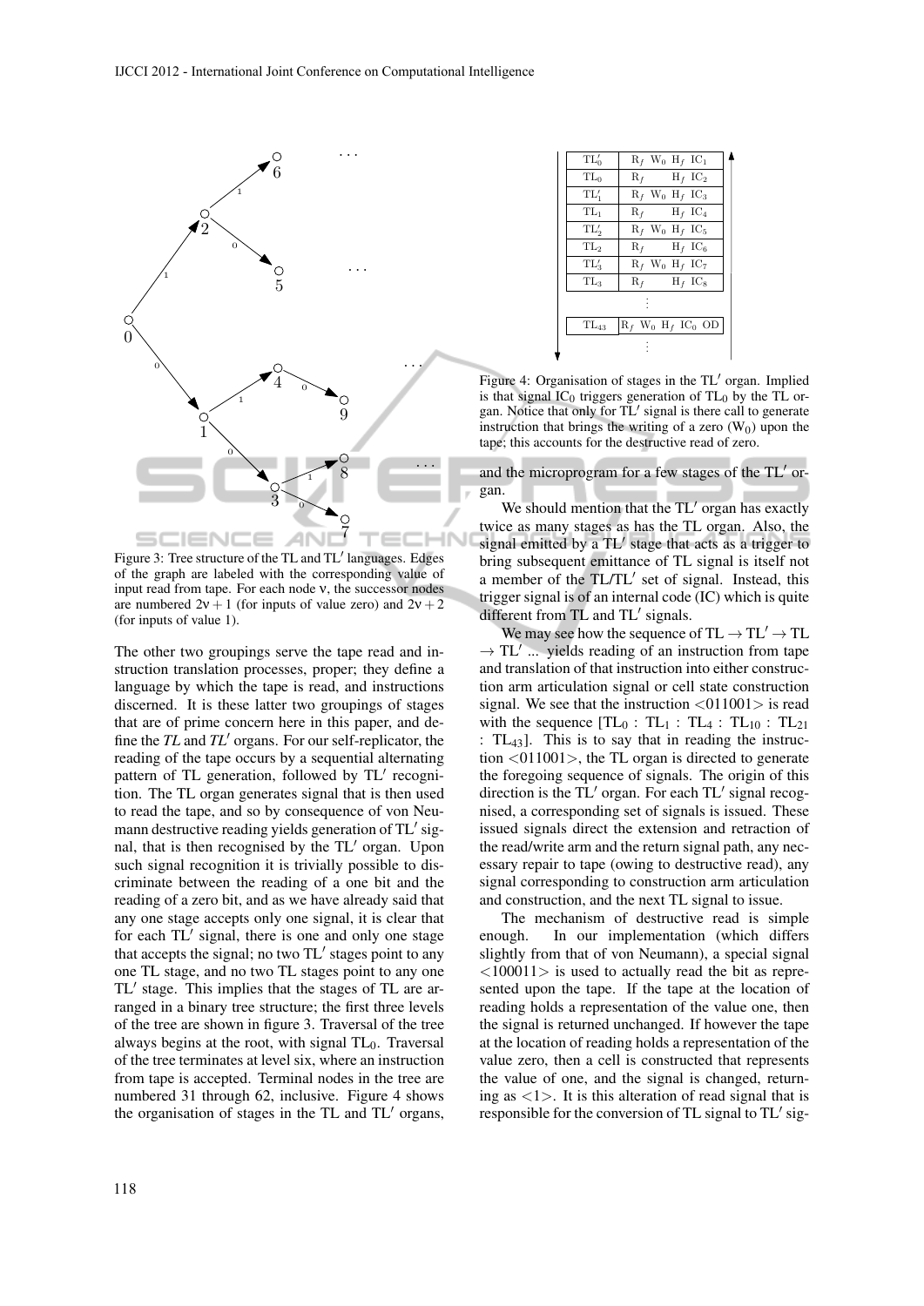Figure 3: Tree structure of the TL and TL′ languages. Edges of the graph are labeled with the corresponding value of input read from tape. For each node ν, the successor nodes are numbered $2\nu + 1$ (for inputs of value zero) and $2\nu + 2$ (for inputs of value 1).

The other two groupings serve the tape read and instruction translation processes, proper; they define a language by which the tape is read, and instructions discerned. It is these latter two groupings of stages that are of prime concern here in this paper, and define the *TL* and *TL′* organs. For our self-replicator, the reading of the tape occurs by a sequential alternating pattern of TL generation, followed by TL′ recognition. The TL organ generates signal that is then used to read the tape, and so by consequence of von Neumann destructive reading yields generation of TL′ signal, that is then recognised by the TL′ organ. Upon such signal recognition it is trivially possible to discriminate between the reading of a one bit and the reading of a zero bit, and as we have already said that any one stage accepts only one signal, it is clear that for each TL′ signal, there is one and only one stage that accepts the signal; no two TL′ stages point to any one TL stage, and no two TL stages point to any one TL′ stage. This implies that the stages of TL are arranged in a binary tree structure; the first three levels of the tree are shown in figure 3. Traversal of the tree always begins at the root, with signal $TL_0$. Traversal of the tree terminates at level six, where an instruction from tape is accepted. Terminal nodes in the tree are numbered 31 through 62, inclusive. Figure 4 shows the organisation of stages in the TL and TL′ organs, and the microprogram for a few stages of the TL′ organ.

| | |
|---|---|
| $TL'_0$ | $R_f$ $W_0$ $H_f$ $IC_1$ |
| $TL_0$ | $R_f$ $H_f$ $IC_2$ |
| $TL'_1$ | $R_f$ $W_0$ $H_f$ $IC_3$ |
| $TL_1$ | $R_f$ $H_f$ $IC_4$ |
| $TL'_2$ | $R_f$ $W_0$ $H_f$ $IC_5$ |
| $TL_2$ | $R_f$ $H_f$ $IC_6$ |
| $TL'_3$ | $R_f$ $W_0$ $H_f$ $IC_7$ |
| $TL_3$ | $R_f$ $H_f$ $IC_8$ |
| ⋮ | |
| $TL_{43}$ | $R_f$ $W_0$ $H_f$ $IC_0$ OD |
| ⋮ | |

Figure 4: Organisation of stages in the TL′ organ. Implied is that signal $IC_0$ triggers generation of $TL_0$ by the TL organ. Notice that only for TL′ signal is there call to generate instruction that brings the writing of a zero ($W_0$) upon the tape; this accounts for the destructive read of zero.

We should mention that the TL′ organ has exactly twice as many stages as has the TL organ. Also, the signal emitted by a TL′ stage that acts as a trigger to bring subsequent emittance of TL signal is itself not a member of the TL/TL′ set of signal. Instead, this trigger signal is of an internal code (IC) which is quite different from TL and TL′ signals.

We may see how the sequence of TL → TL′ → TL → TL′ ... yields reading of an instruction from tape and translation of that instruction into either construction arm articulation signal or cell state construction signal. We see that the instruction <011001> is read with the sequence [$TL_0$ : $TL_1$ : $TL_4$ : $TL_{10}$ : $TL_{21}$ : $TL_{43}$]. This is to say that in reading the instruction <011001>, the TL organ is directed to generate the foregoing sequence of signals. The origin of this direction is the TL′ organ. For each TL′ signal recognised, a corresponding set of signals is issued. These issued signals direct the extension and retraction of the read/write arm and the return signal path, any necessary repair to tape (owing to destructive read), any signal corresponding to construction arm articulation and construction, and the next TL signal to issue.

The mechanism of destructive read is simple enough. In our implementation (which differs slightly from that of von Neumann), a special signal <100011> is used to actually read the bit as represented upon the tape. If the tape at the location of reading holds a representation of the value one, then the signal is returned unchanged. If however the tape at the location of reading holds a representation of the value zero, then a cell is constructed that represents the value of one, and the signal is changed, returning as <1>. It is this alteration of read signal that is responsible for the conversion of TL signal to TL′ sig-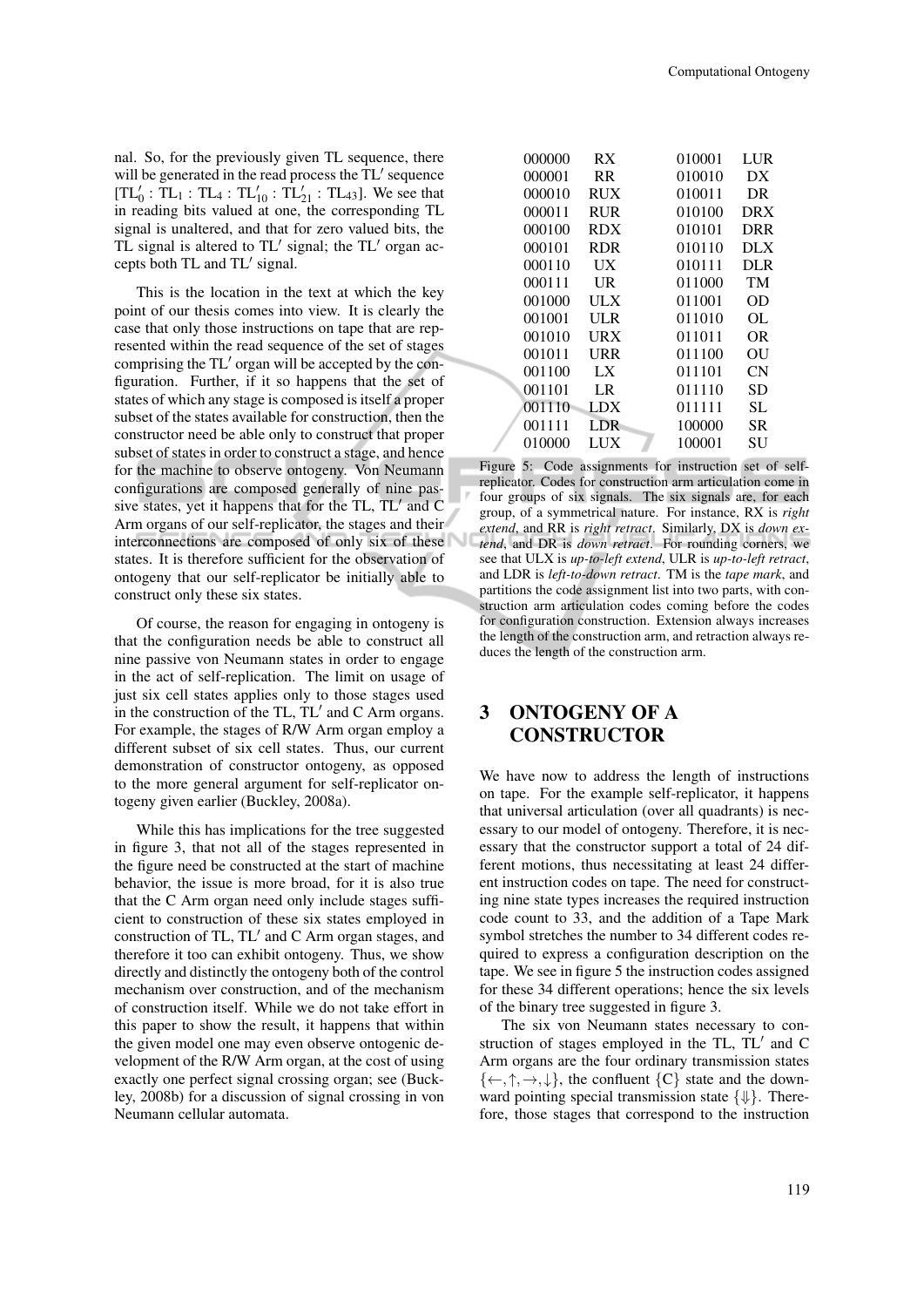nal. So, for the previously given TL sequence, there will be generated in the read process the TL′ sequence [$TL'_0$ : $TL_1$ : $TL_4$ : $TL'_{10}$ : $TL'_{21}$ : $TL_{43}$]. We see that in reading bits valued at one, the corresponding TL signal is unaltered, and that for zero valued bits, the TL signal is altered to TL′ signal; the TL′ organ accepts both TL and TL′ signal.

This is the location in the text at which the key point of our thesis comes into view. It is clearly the case that only those instructions on tape that are represented within the read sequence of the set of stages comprising the TL′ organ will be accepted by the configuration. Further, if it so happens that the set of states of which any stage is composed is itself a proper subset of the states available for construction, then the constructor need be able only to construct that proper subset of states in order to construct a stage, and hence for the machine to observe ontogeny. Von Neumann configurations are composed generally of nine passive states, yet it happens that for the TL, TL′ and C Arm organs of our self-replicator, the stages and their interconnections are composed of only six of these states. It is therefore sufficient for the observation of ontogeny that our self-replicator be initially able to construct only these six states.

Of course, the reason for engaging in ontogeny is that the configuration needs be able to construct all nine passive von Neumann states in order to engage in the act of self-replication. The limit on usage of just six cell states applies only to those stages used in the construction of the TL, TL′ and C Arm organs. For example, the stages of R/W Arm organ employ a different subset of six cell states. Thus, our current demonstration of constructor ontogeny, as opposed to the more general argument for self-replicator ontogeny given earlier (Buckley, 2008a).

While this has implications for the tree suggested in figure 3, that not all of the stages represented in the figure need be constructed at the start of machine behavior, the issue is more broad, for it is also true that the C Arm organ need only include stages sufficient to construction of these six states employed in construction of TL, TL′ and C Arm organ stages, and therefore it too can exhibit ontogeny. Thus, we show directly and distinctly the ontogeny both of the control mechanism over construction, and of the mechanism of construction itself. While we do not take effort in this paper to show the result, it happens that within the given model one may even observe ontogenic development of the R/W Arm organ, at the cost of using exactly one perfect signal crossing organ; see (Buckley, 2008b) for a discussion of signal crossing in von Neumann cellular automata.

| Code | Instr. | Code | Instr. |
|---|---|---|---|
| 000000 | RX | 010001 | LUR |
| 000001 | RR | 010010 | DX |
| 000010 | RUX | 010011 | DR |
| 000011 | RUR | 010100 | DRX |
| 000100 | RDX | 010101 | DRR |
| 000101 | RDR | 010110 | DLX |
| 000110 | UX | 010111 | DLR |
| 000111 | UR | 011000 | TM |
| 001000 | ULX | 011001 | OD |
| 001001 | ULR | 011010 | OL |
| 001010 | URX | 011011 | OR |
| 001011 | URR | 011100 | OU |
| 001100 | LX | 011101 | CN |
| 001101 | LR | 011110 | SD |
| 001110 | LDX | 011111 | SL |
| 001111 | LDR | 100000 | SR |
| 010000 | LUX | 100001 | SU |

Figure 5: Code assignments for instruction set of self-replicator. Codes for construction arm articulation come in four groups of six signals. The six signals are, for each group, of a symmetrical nature. For instance, RX is *right extend*, and RR is *right retract*. Similarly, DX is *down extend*, and DR is *down retract*. For rounding corners, we see that ULX is *up-to-left extend*, ULR is *up-to-left retract*, and LDR is *left-to-down retract*. TM is the *tape mark*, and partitions the code assignment list into two parts, with construction arm articulation codes coming before the codes for configuration construction. Extension always increases the length of the construction arm, and retraction always reduces the length of the construction arm.

## 3 ONTOGENY OF A CONSTRUCTOR

We have now to address the length of instructions on tape. For the example self-replicator, it happens that universal articulation (over all quadrants) is necessary to our model of ontogeny. Therefore, it is necessary that the constructor support a total of 24 different motions, thus necessitating at least 24 different instruction codes on tape. The need for constructing nine state types increases the required instruction code count to 33, and the addition of a Tape Mark symbol stretches the number to 34 different codes required to express a configuration description on the tape. We see in figure 5 the instruction codes assigned for these 34 different operations; hence the six levels of the binary tree suggested in figure 3.

The six von Neumann states necessary to construction of stages employed in the TL, TL′ and C Arm organs are the four ordinary transmission states $\{\leftarrow, \uparrow, \rightarrow, \downarrow\}$, the confluent {C} state and the downward pointing special transmission state $\{\Downarrow\}$. Therefore, those stages that correspond to the instruction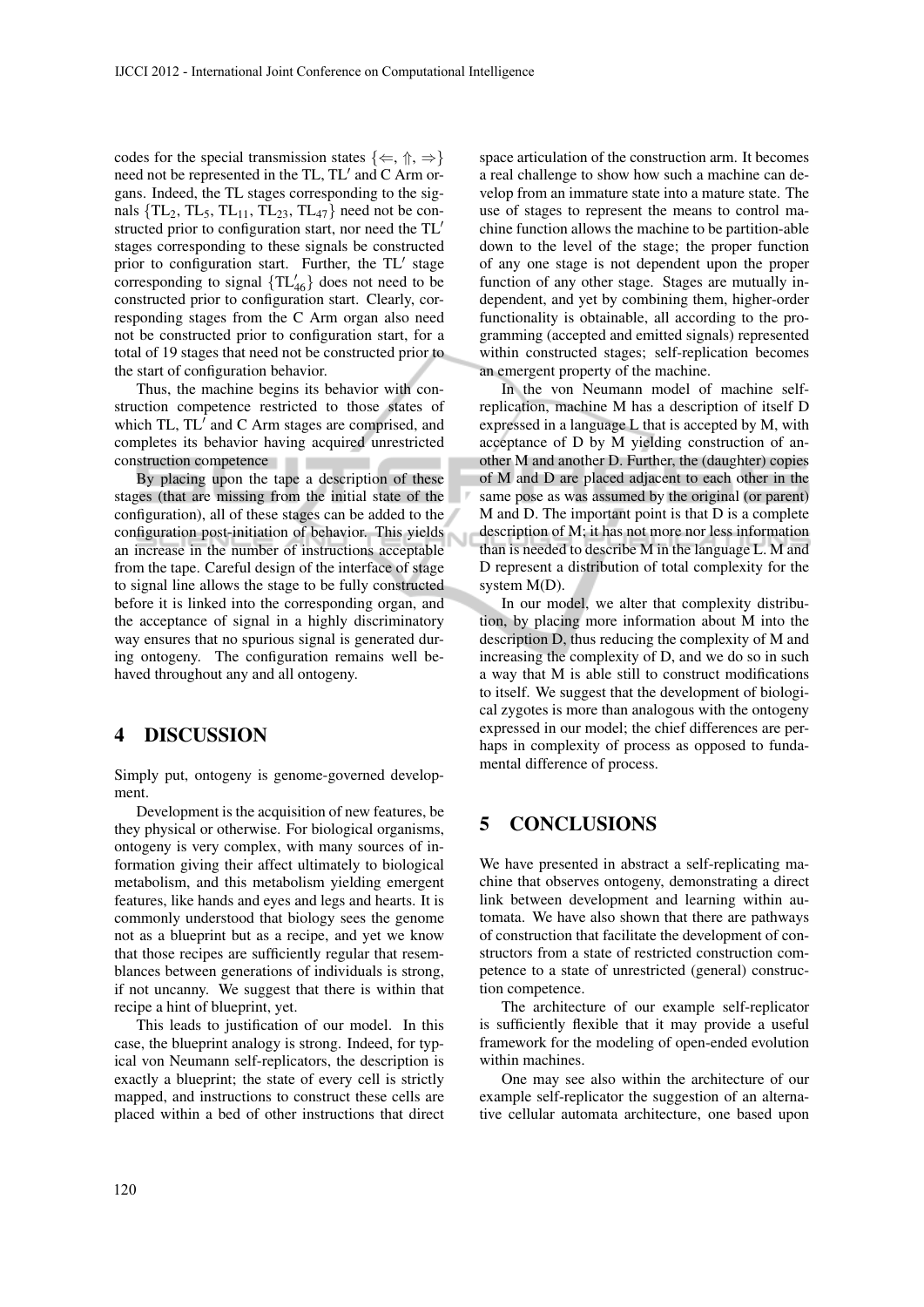codes for the special transmission states $\{\Leftarrow, \Uparrow, \Rightarrow\}$ need not be represented in the TL, TL$'$ and C Arm organs. Indeed, the TL stages corresponding to the signals $\{TL_2, TL_5, TL_{11}, TL_{23}, TL_{47}\}$ need not be constructed prior to configuration start, nor need the TL$'$ stages corresponding to these signals be constructed prior to configuration start. Further, the TL$'$ stage corresponding to signal $\{TL'_{46}\}$ does not need to be constructed prior to configuration start. Clearly, corresponding stages from the C Arm organ also need not be constructed prior to configuration start, for a total of 19 stages that need not be constructed prior to the start of configuration behavior.

Thus, the machine begins its behavior with construction competence restricted to those states of which TL, TL$'$ and C Arm stages are comprised, and completes its behavior having acquired unrestricted construction competence

By placing upon the tape a description of these stages (that are missing from the initial state of the configuration), all of these stages can be added to the configuration post-initiation of behavior. This yields an increase in the number of instructions acceptable from the tape. Careful design of the interface of stage to signal line allows the stage to be fully constructed before it is linked into the corresponding organ, and the acceptance of signal in a highly discriminatory way ensures that no spurious signal is generated during ontogeny. The configuration remains well behaved throughout any and all ontogeny.

## 4 DISCUSSION

Simply put, ontogeny is genome-governed development.

Development is the acquisition of new features, be they physical or otherwise. For biological organisms, ontogeny is very complex, with many sources of information giving their affect ultimately to biological metabolism, and this metabolism yielding emergent features, like hands and eyes and legs and hearts. It is commonly understood that biology sees the genome not as a blueprint but as a recipe, and yet we know that those recipes are sufficiently regular that resemblances between generations of individuals is strong, if not uncanny. We suggest that there is within that recipe a hint of blueprint, yet.

This leads to justification of our model. In this case, the blueprint analogy is strong. Indeed, for typical von Neumann self-replicators, the description is exactly a blueprint; the state of every cell is strictly mapped, and instructions to construct these cells are placed within a bed of other instructions that direct space articulation of the construction arm. It becomes a real challenge to show how such a machine can develop from an immature state into a mature state. The use of stages to represent the means to control machine function allows the machine to be partition-able down to the level of the stage; the proper function of any one stage is not dependent upon the proper function of any other stage. Stages are mutually independent, and yet by combining them, higher-order functionality is obtainable, all according to the programming (accepted and emitted signals) represented within constructed stages; self-replication becomes an emergent property of the machine.

In the von Neumann model of machine self-replication, machine M has a description of itself D expressed in a language L that is accepted by M, with acceptance of D by M yielding construction of another M and another D. Further, the (daughter) copies of M and D are placed adjacent to each other in the same pose as was assumed by the original (or parent) M and D. The important point is that D is a complete description of M; it has not more nor less information than is needed to describe M in the language L. M and D represent a distribution of total complexity for the system M(D).

In our model, we alter that complexity distribution, by placing more information about M into the description D, thus reducing the complexity of M and increasing the complexity of D, and we do so in such a way that M is able still to construct modifications to itself. We suggest that the development of biological zygotes is more than analogous with the ontogeny expressed in our model; the chief differences are perhaps in complexity of process as opposed to fundamental difference of process.

## 5 CONCLUSIONS

We have presented in abstract a self-replicating machine that observes ontogeny, demonstrating a direct link between development and learning within automata. We have also shown that there are pathways of construction that facilitate the development of constructors from a state of restricted construction competence to a state of unrestricted (general) construction competence.

The architecture of our example self-replicator is sufficiently flexible that it may provide a useful framework for the modeling of open-ended evolution within machines.

One may see also within the architecture of our example self-replicator the suggestion of an alternative cellular automata architecture, one based upon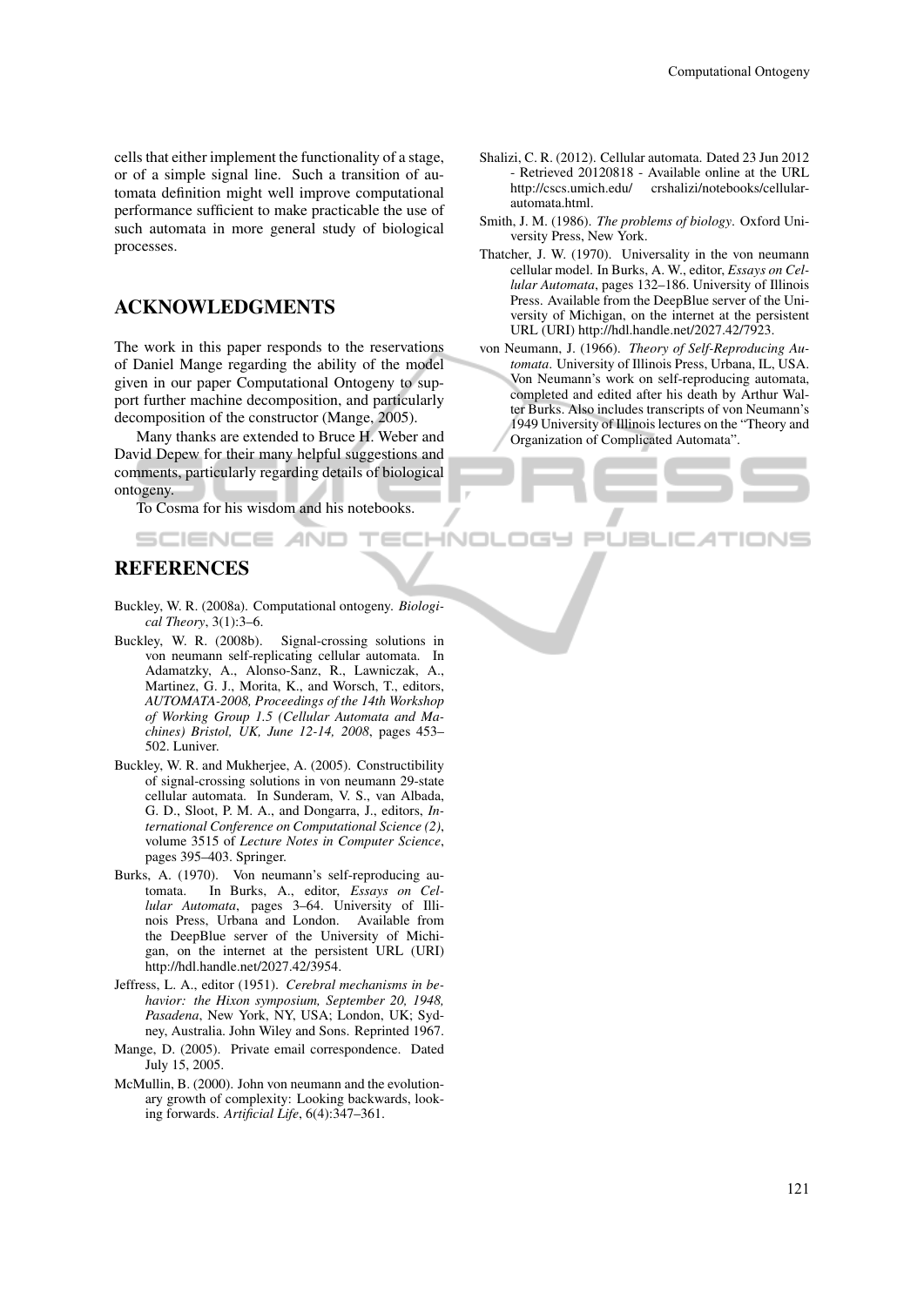cells that either implement the functionality of a stage, or of a simple signal line. Such a transition of automata definition might well improve computational performance sufficient to make practicable the use of such automata in more general study of biological processes.

## ACKNOWLEDGMENTS

The work in this paper responds to the reservations of Daniel Mange regarding the ability of the model given in our paper Computational Ontogeny to support further machine decomposition, and particularly decomposition of the constructor (Mange, 2005).

Many thanks are extended to Bruce H. Weber and David Depew for their many helpful suggestions and comments, particularly regarding details of biological ontogeny.

To Cosma for his wisdom and his notebooks.

## REFERENCES

Buckley, W. R. (2008a). Computational ontogeny. *Biological Theory*, 3(1):3–6.

Buckley, W. R. (2008b). Signal-crossing solutions in von neumann self-replicating cellular automata. In Adamatzky, A., Alonso-Sanz, R., Lawniczak, A., Martinez, G. J., Morita, K., and Worsch, T., editors, *AUTOMATA-2008, Proceedings of the 14th Workshop of Working Group 1.5 (Cellular Automata and Machines) Bristol, UK, June 12-14, 2008*, pages 453–502. Luniver.

Buckley, W. R. and Mukherjee, A. (2005). Constructibility of signal-crossing solutions in von neumann 29-state cellular automata. In Sunderam, V. S., van Albada, G. D., Sloot, P. M. A., and Dongarra, J., editors, *International Conference on Computational Science (2)*, volume 3515 of *Lecture Notes in Computer Science*, pages 395–403. Springer.

Burks, A. (1970). Von neumann's self-reproducing automata. In Burks, A., editor, *Essays on Cellular Automata*, pages 3–64. University of Illinois Press, Urbana and London. Available from the DeepBlue server of the University of Michigan, on the internet at the persistent URL (URI) http://hdl.handle.net/2027.42/3954.

Jeffress, L. A., editor (1951). *Cerebral mechanisms in behavior: the Hixon symposium, September 20, 1948, Pasadena*, New York, NY, USA; London, UK; Sydney, Australia. John Wiley and Sons. Reprinted 1967.

Mange, D. (2005). Private email correspondence. Dated July 15, 2005.

McMullin, B. (2000). John von neumann and the evolutionary growth of complexity: Looking backwards, looking forwards. *Artificial Life*, 6(4):347–361.

Shalizi, C. R. (2012). Cellular automata. Dated 23 Jun 2012 - Retrieved 20120818 - Available online at the URL http://cscs.umich.edu/ crshalizi/notebooks/cellular-automata.html.

Smith, J. M. (1986). *The problems of biology*. Oxford University Press, New York.

Thatcher, J. W. (1970). Universality in the von neumann cellular model. In Burks, A. W., editor, *Essays on Cellular Automata*, pages 132–186. University of Illinois Press. Available from the DeepBlue server of the University of Michigan, on the internet at the persistent URL (URI) http://hdl.handle.net/2027.42/7923.

von Neumann, J. (1966). *Theory of Self-Reproducing Automata*. University of Illinois Press, Urbana, IL, USA. Von Neumann's work on self-reproducing automata, completed and edited after his death by Arthur Walter Burks. Also includes transcripts of von Neumann's 1949 University of Illinois lectures on the "Theory and Organization of Complicated Automata".